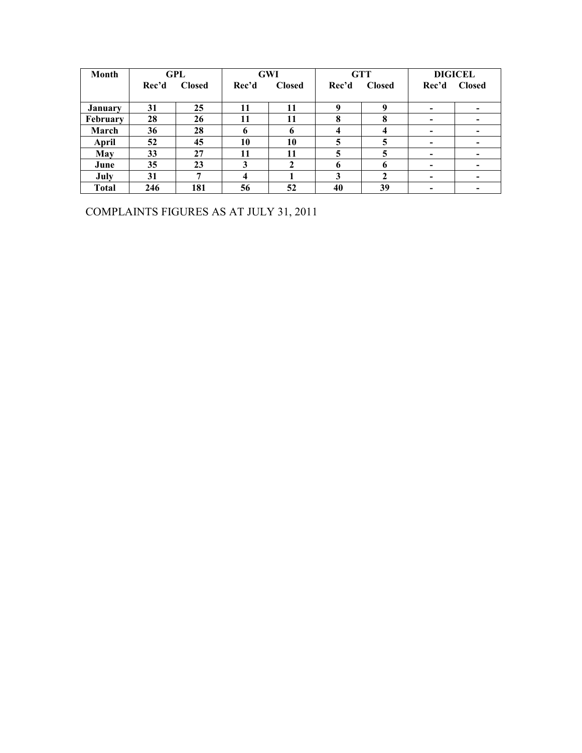| Month | GPL | | GWI | | GTT | | DIGICEL | |
|---|---|---|---|---|---|---|---|---|
| | Rec'd | Closed | Rec'd | Closed | Rec'd | Closed | Rec'd | Closed |
| January | 31 | 25 | 11 | 11 | 9 | 9 | - | - |
| February | 28 | 26 | 11 | 11 | 8 | 8 | - | - |
| March | 36 | 28 | 6 | 6 | 4 | 4 | - | - |
| April | 52 | 45 | 10 | 10 | 5 | 5 | - | - |
| May | 33 | 27 | 11 | 11 | 5 | 5 | - | - |
| June | 35 | 23 | 3 | 2 | 6 | 6 | - | - |
| July | 31 | 7 | 4 | 1 | 3 | 2 | - | - |
| Total | 246 | 181 | 56 | 52 | 40 | 39 | - | - |

COMPLAINTS FIGURES AS AT JULY 31, 2011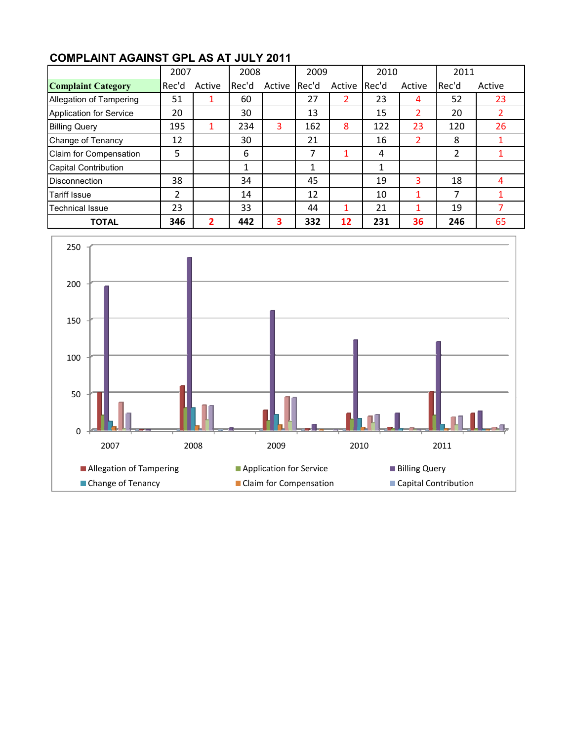## COMPLAINT AGAINST GPL AS AT JULY 2011

| | 2007 | | 2008 | | 2009 | | 2010 | | 2011 | |
|---|---|---|---|---|---|---|---|---|---|---|
| **Complaint Category** | Rec'd | Active | Rec'd | Active | Rec'd | Active | Rec'd | Active | Rec'd | Active |
| Allegation of Tampering | 51 | 1 | 60 | | 27 | 2 | 23 | 4 | 52 | 23 |
| Application for Service | 20 | | 30 | | 13 | | 15 | 2 | 20 | 2 |
| Billing Query | 195 | 1 | 234 | 3 | 162 | 8 | 122 | 23 | 120 | 26 |
| Change of Tenancy | 12 | | 30 | | 21 | | 16 | 2 | 8 | 1 |
| Claim for Compensation | 5 | | 6 | | 7 | 1 | 4 | | 2 | 1 |
| Capital Contribution | | | 1 | | 1 | | 1 | | | |
| Disconnection | 38 | | 34 | | 45 | | 19 | 3 | 18 | 4 |
| Tariff Issue | 2 | | 14 | | 12 | | 10 | 1 | 7 | 1 |
| Technical Issue | 23 | | 33 | | 44 | 1 | 21 | 1 | 19 | 7 |
| **TOTAL** | **346** | **2** | **442** | **3** | **332** | **12** | **231** | **36** | **246** | 65 |

250
200
150
100
50
0

2007 2008 2009 2010 2011

Allegation of Tampering · Application for Service · Billing Query · Change of Tenancy · Claim for Compensation · Capital Contribution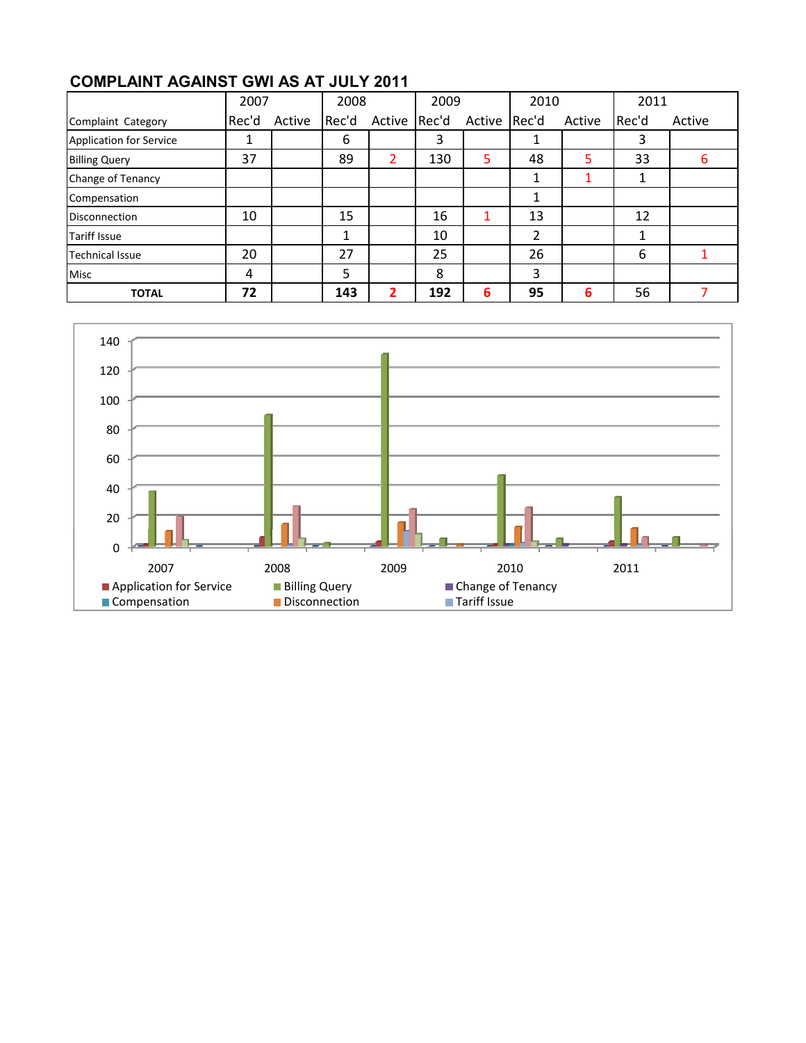## COMPLAINT AGAINST GWI AS AT JULY 2011

| Complaint Category | 2007 | | 2008 | | 2009 | | 2010 | | 2011 | |
|---|---|---|---|---|---|---|---|---|---|---|
| | Rec'd | Active | Rec'd | Active | Rec'd | Active | Rec'd | Active | Rec'd | Active |
| Application for Service | 1 | | 6 | | 3 | | 1 | | 3 | |
| Billing Query | 37 | | 89 | 2 | 130 | 5 | 48 | 5 | 33 | 6 |
| Change of Tenancy | | | | | | | 1 | 1 | 1 | |
| Compensation | | | | | | | 1 | | | |
| Disconnection | 10 | | 15 | | 16 | 1 | 13 | | 12 | |
| Tariff Issue | | | 1 | | 10 | | 2 | | 1 | |
| Technical Issue | 20 | | 27 | | 25 | | 26 | | 6 | 1 |
| Misc | 4 | | 5 | | 8 | | 3 | | | |
| **TOTAL** | **72** | | **143** | **2** | **192** | **6** | **95** | **6** | 56 | 7 |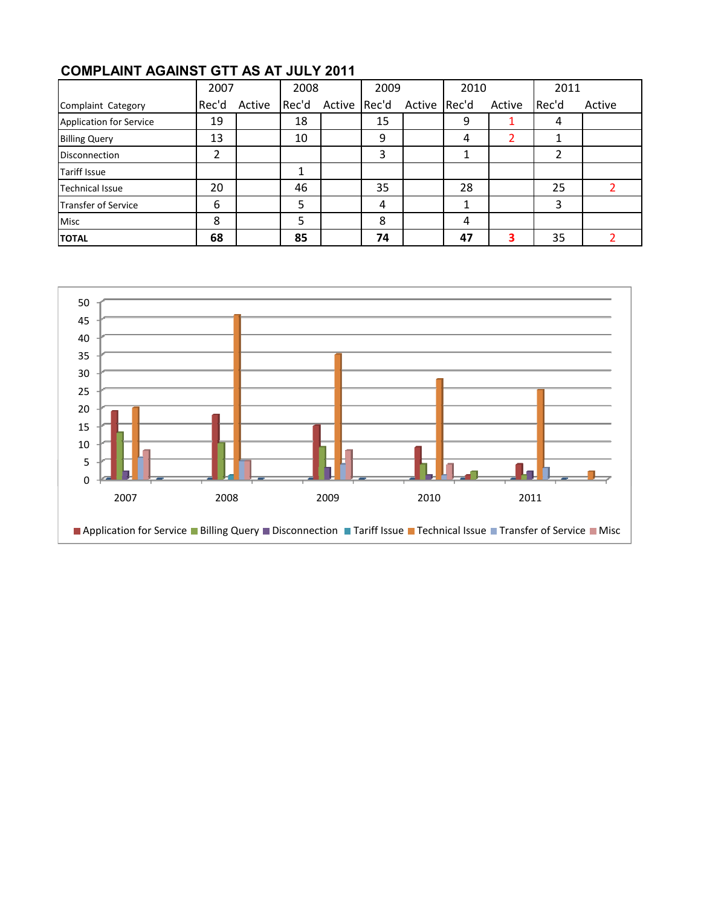## COMPLAINT AGAINST GTT AS AT JULY 2011

| Complaint Category | 2007 | | 2008 | | 2009 | | 2010 | | 2011 | |
|---|---|---|---|---|---|---|---|---|---|---|
| | Rec'd | Active | Rec'd | Active | Rec'd | Active | Rec'd | Active | Rec'd | Active |
| Application for Service | 19 | | 18 | | 15 | | 9 | 1 | 4 | |
| Billing Query | 13 | | 10 | | 9 | | 4 | 2 | 1 | |
| Disconnection | 2 | | | | 3 | | 1 | | 2 | |
| Tariff Issue | | | 1 | | | | | | | |
| Technical Issue | 20 | | 46 | | 35 | | 28 | | 25 | 2 |
| Transfer of Service | 6 | | 5 | | 4 | | 1 | | 3 | |
| Misc | 8 | | 5 | | 8 | | 4 | | | |
| **TOTAL** | **68** | | **85** | | **74** | | **47** | **3** | 35 | 2 |

Legend: Application for Service, Billing Query, Disconnection, Tariff Issue, Technical Issue, Transfer of Service, Misc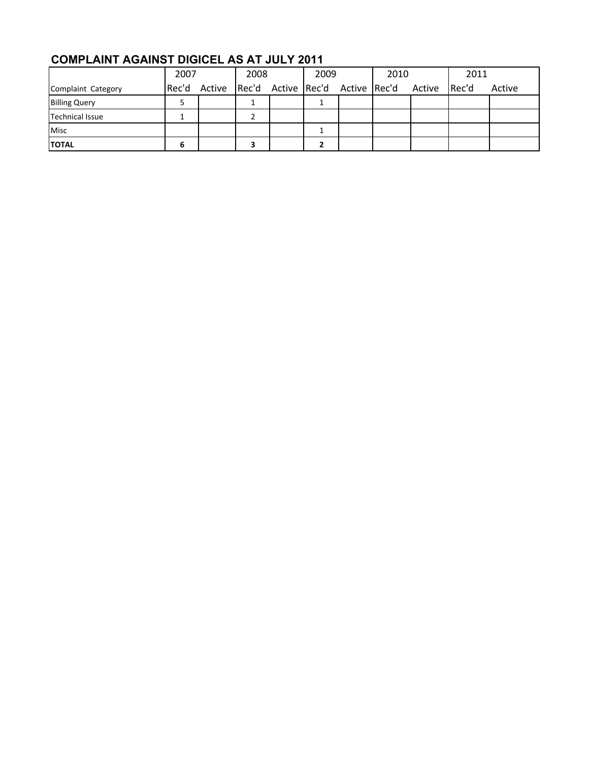# COMPLAINT AGAINST DIGICEL AS AT JULY 2011

| | 2007 | | 2008 | | 2009 | | 2010 | | 2011 | |
|---|---|---|---|---|---|---|---|---|---|---|
| Complaint Category | Rec'd | Active | Rec'd | Active | Rec'd | Active | Rec'd | Active | Rec'd | Active |
| Billing Query | 5 | | 1 | | 1 | | | | | |
| Technical Issue | 1 | | 2 | | | | | | | |
| Misc | | | | | 1 | | | | | |
| **TOTAL** | **6** | | **3** | | **2** | | | | | |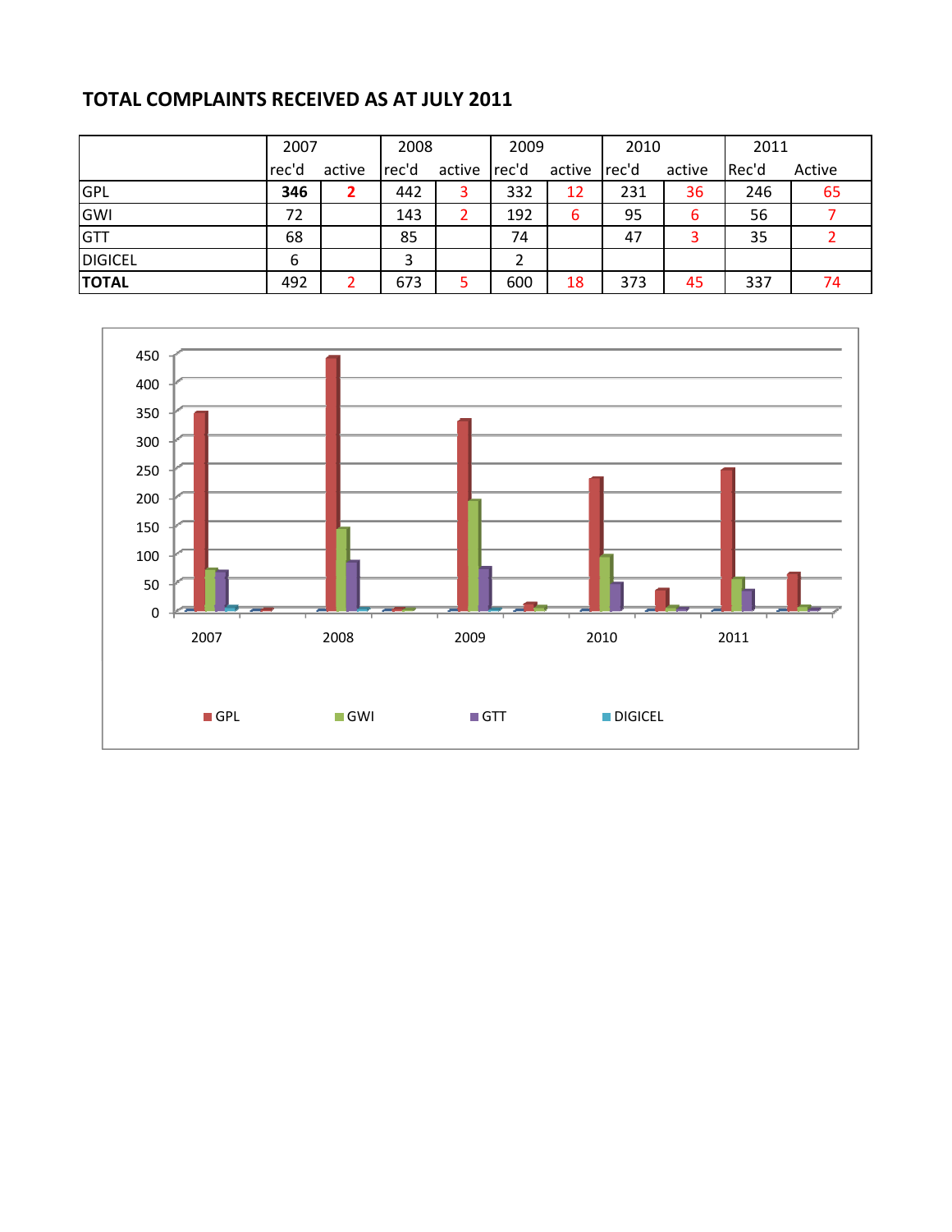## TOTAL COMPLAINTS RECEIVED AS AT JULY 2011

| | 2007 | | 2008 | | 2009 | | 2010 | | 2011 | |
|---|---|---|---|---|---|---|---|---|---|---|
| | rec'd | active | rec'd | active | rec'd | active | rec'd | active | Rec'd | Active |
| GPL | **346** | **2** | 442 | 3 | 332 | 12 | 231 | 36 | 246 | 65 |
| GWI | 72 | | 143 | 2 | 192 | 6 | 95 | 6 | 56 | 7 |
| GTT | 68 | | 85 | | 74 | | 47 | 3 | 35 | 2 |
| DIGICEL | 6 | | 3 | | 2 | | | | | |
| **TOTAL** | 492 | 2 | 673 | 5 | 600 | 18 | 373 | 45 | 337 | 74 |

450
400
350
300
250
200
150
100
50
0

2007
2008
2009
2010
2011

GPL
GWI
GTT
DIGICEL